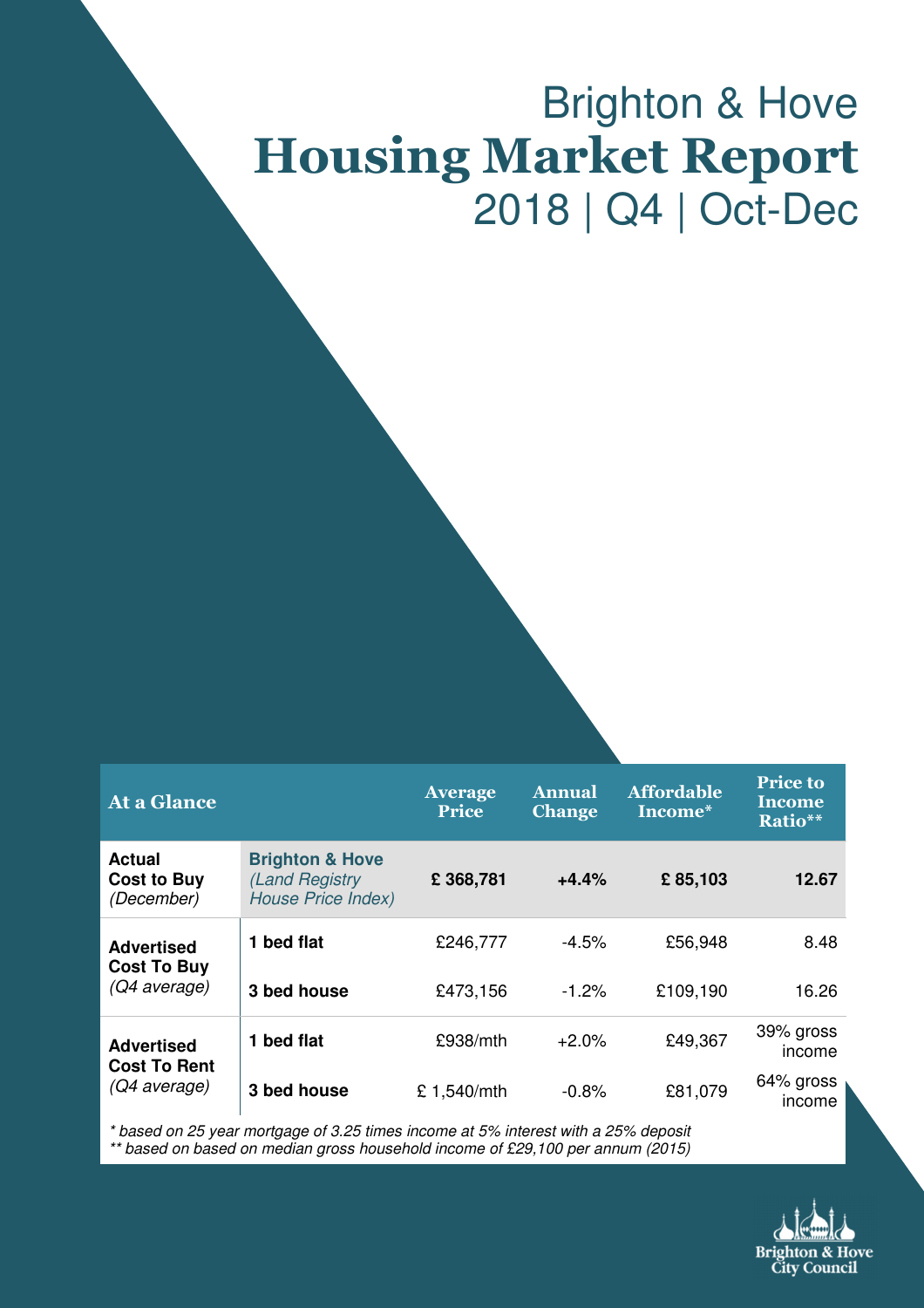# Brighton & Hove Housing Market Report

## 2018 | Q4 | Oct-Dec

| At a Glance | | Average Price | Annual Change | Affordable Income* | Price to Income Ratio** |
|---|---|---|---|---|---|
| **Actual Cost to Buy** *(December)* | **Brighton & Hove** *(Land Registry House Price Index)* | **£ 368,781** | **+4.4%** | **£ 85,103** | **12.67** |
| **Advertised Cost To Buy** *(Q4 average)* | **1 bed flat** | £246,777 | -4.5% | £56,948 | 8.48 |
| | **3 bed house** | £473,156 | -1.2% | £109,190 | 16.26 |
| **Advertised Cost To Rent** *(Q4 average)* | **1 bed flat** | £938/mth | +2.0% | £49,367 | 39% gross income |
| | **3 bed house** | £ 1,540/mth | -0.8% | £81,079 | 64% gross income |

*\* based on 25 year mortgage of 3.25 times income at 5% interest with a 25% deposit*
*\*\* based on based on median gross household income of £29,100 per annum (2015)*

Brighton & Hove City Council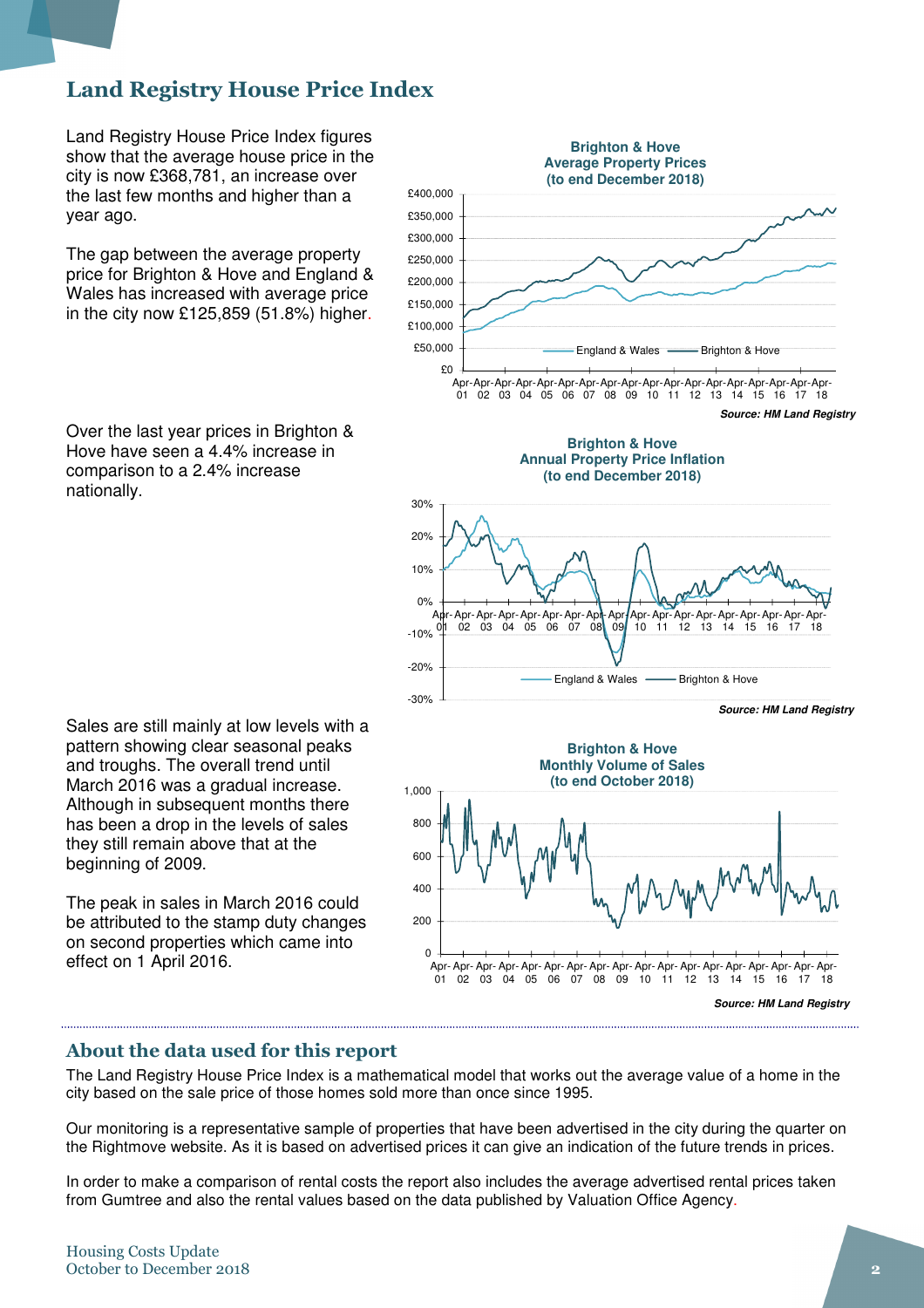## Land Registry House Price Index

Land Registry House Price Index figures show that the average house price in the city is now £368,781, an increase over the last few months and higher than a year ago.

The gap between the average property price for Brighton & Hove and England & Wales has increased with average price in the city now £125,859 (51.8%) higher.

**Brighton & Hove Average Property Prices (to end December 2018)**

*Source: HM Land Registry*

Over the last year prices in Brighton & Hove have seen a 4.4% increase in comparison to a 2.4% increase nationally.

**Brighton & Hove Annual Property Price Inflation (to end December 2018)**

*Source: HM Land Registry*

Sales are still mainly at low levels with a pattern showing clear seasonal peaks and troughs. The overall trend until March 2016 was a gradual increase. Although in subsequent months there has been a drop in the levels of sales they still remain above that at the beginning of 2009.

The peak in sales in March 2016 could be attributed to the stamp duty changes on second properties which came into effect on 1 April 2016.

**Brighton & Hove Monthly Volume of Sales (to end October 2018)**

*Source: HM Land Registry*

## About the data used for this report

The Land Registry House Price Index is a mathematical model that works out the average value of a home in the city based on the sale price of those homes sold more than once since 1995.

Our monitoring is a representative sample of properties that have been advertised in the city during the quarter on the Rightmove website. As it is based on advertised prices it can give an indication of the future trends in prices.

In order to make a comparison of rental costs the report also includes the average advertised rental prices taken from Gumtree and also the rental values based on the data published by Valuation Office Agency.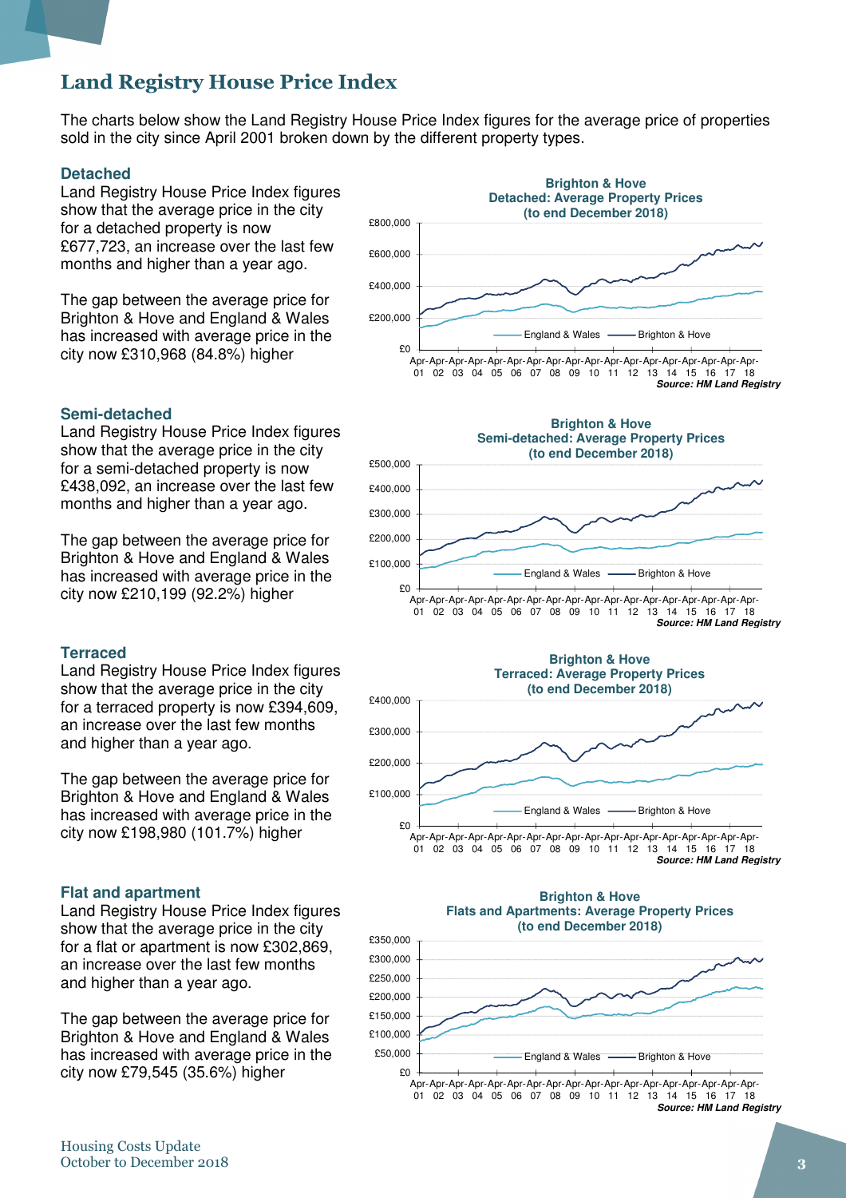# Land Registry House Price Index

The charts below show the Land Registry House Price Index figures for the average price of properties sold in the city since April 2001 broken down by the different property types.

### Detached

Land Registry House Price Index figures show that the average price in the city for a detached property is now £677,723, an increase over the last few months and higher than a year ago.

The gap between the average price for Brighton & Hove and England & Wales has increased with average price in the city now £310,968 (84.8%) higher

**Brighton & Hove Detached: Average Property Prices (to end December 2018)**

*Source: HM Land Registry*

### Semi-detached

Land Registry House Price Index figures show that the average price in the city for a semi-detached property is now £438,092, an increase over the last few months and higher than a year ago.

The gap between the average price for Brighton & Hove and England & Wales has increased with average price in the city now £210,199 (92.2%) higher

**Brighton & Hove Semi-detached: Average Property Prices (to end December 2018)**

*Source: HM Land Registry*

### Terraced

Land Registry House Price Index figures show that the average price in the city for a terraced property is now £394,609, an increase over the last few months and higher than a year ago.

The gap between the average price for Brighton & Hove and England & Wales has increased with average price in the city now £198,980 (101.7%) higher

**Brighton & Hove Terraced: Average Property Prices (to end December 2018)**

*Source: HM Land Registry*

### Flat and apartment

Land Registry House Price Index figures show that the average price in the city for a flat or apartment is now £302,869, an increase over the last few months and higher than a year ago.

The gap between the average price for Brighton & Hove and England & Wales has increased with average price in the city now £79,545 (35.6%) higher

**Brighton & Hove Flats and Apartments: Average Property Prices (to end December 2018)**

*Source: HM Land Registry*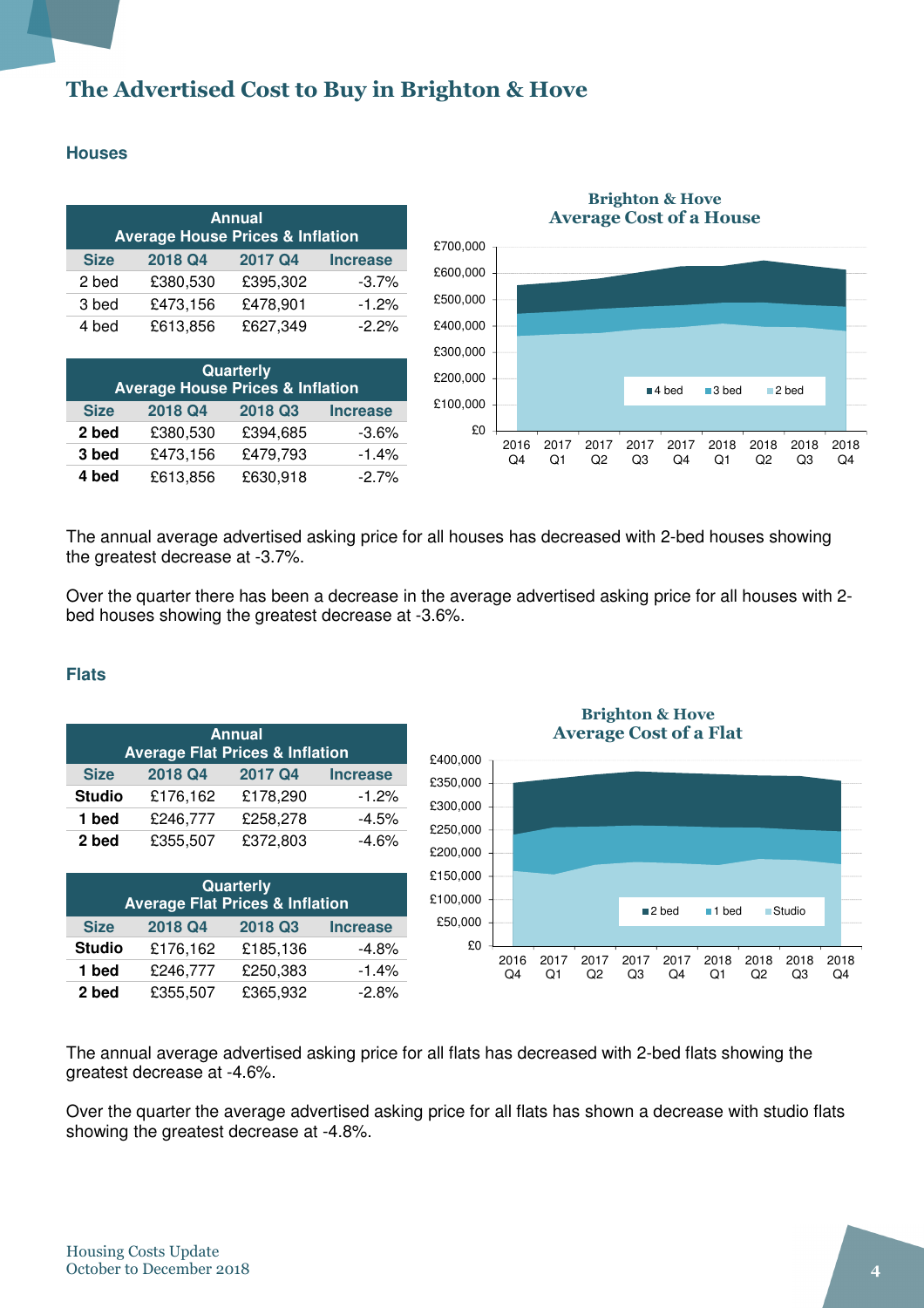# The Advertised Cost to Buy in Brighton & Hove

## Houses

| Annual Average House Prices & Inflation | | | |
|---|---|---|---|
| Size | 2018 Q4 | 2017 Q4 | Increase |
| 2 bed | £380,530 | £395,302 | -3.7% |
| 3 bed | £473,156 | £478,901 | -1.2% |
| 4 bed | £613,856 | £627,349 | -2.2% |

| Quarterly Average House Prices & Inflation | | | |
|---|---|---|---|
| Size | 2018 Q4 | 2018 Q3 | Increase |
| **2 bed** | £380,530 | £394,685 | -3.6% |
| **3 bed** | £473,156 | £479,793 | -1.4% |
| **4 bed** | £613,856 | £630,918 | -2.7% |

**Brighton & Hove Average Cost of a House**

The annual average advertised asking price for all houses has decreased with 2-bed houses showing the greatest decrease at -3.7%.

Over the quarter there has been a decrease in the average advertised asking price for all houses with 2-bed houses showing the greatest decrease at -3.6%.

## Flats

| Annual Average Flat Prices & Inflation | | | |
|---|---|---|---|
| Size | 2018 Q4 | 2017 Q4 | Increase |
| **Studio** | £176,162 | £178,290 | -1.2% |
| **1 bed** | £246,777 | £258,278 | -4.5% |
| **2 bed** | £355,507 | £372,803 | -4.6% |

| Quarterly Average Flat Prices & Inflation | | | |
|---|---|---|---|
| Size | 2018 Q4 | 2018 Q3 | Increase |
| **Studio** | £176,162 | £185,136 | -4.8% |
| **1 bed** | £246,777 | £250,383 | -1.4% |
| **2 bed** | £355,507 | £365,932 | -2.8% |

**Brighton & Hove Average Cost of a Flat**

The annual average advertised asking price for all flats has decreased with 2-bed flats showing the greatest decrease at -4.6%.

Over the quarter the average advertised asking price for all flats has shown a decrease with studio flats showing the greatest decrease at -4.8%.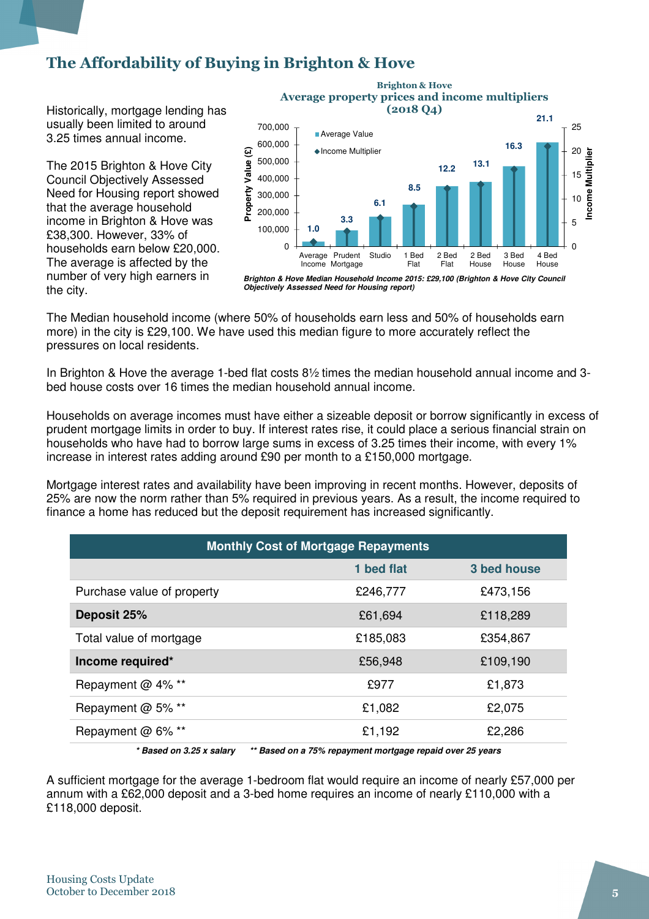# The Affordability of Buying in Brighton & Hove

Historically, mortgage lending has usually been limited to around 3.25 times annual income.

The 2015 Brighton & Hove City Council Objectively Assessed Need for Housing report showed that the average household income in Brighton & Hove was £38,300. However, 33% of households earn below £20,000. The average is affected by the number of very high earners in the city.

**Brighton & Hove**
**Average property prices and income multipliers (2018 Q4)**

| Category | Income Multiplier |
|---|---|
| Average Income | 1.0 |
| Prudent Mortgage | 3.3 |
| Studio | 6.1 |
| 1 Bed Flat | 8.5 |
| 2 Bed Flat | 12.2 |
| 2 Bed House | 13.1 |
| 3 Bed House | 16.3 |
| 4 Bed House | 21.1 |

*Brighton & Hove Median Household Income 2015: £29,100 (Brighton & Hove City Council Objectively Assessed Need for Housing report)*

The Median household income (where 50% of households earn less and 50% of households earn more) in the city is £29,100. We have used this median figure to more accurately reflect the pressures on local residents.

In Brighton & Hove the average 1-bed flat costs 8½ times the median household annual income and 3-bed house costs over 16 times the median household annual income.

Households on average incomes must have either a sizeable deposit or borrow significantly in excess of prudent mortgage limits in order to buy. If interest rates rise, it could place a serious financial strain on households who have had to borrow large sums in excess of 3.25 times their income, with every 1% increase in interest rates adding around £90 per month to a £150,000 mortgage.

Mortgage interest rates and availability have been improving in recent months. However, deposits of 25% are now the norm rather than 5% required in previous years. As a result, the income required to finance a home has reduced but the deposit requirement has increased significantly.

| Monthly Cost of Mortgage Repayments | | |
|---|---|---|
| | **1 bed flat** | **3 bed house** |
| Purchase value of property | £246,777 | £473,156 |
| **Deposit 25%** | £61,694 | £118,289 |
| Total value of mortgage | £185,083 | £354,867 |
| **Income required*** | £56,948 | £109,190 |
| Repayment @ 4% ** | £977 | £1,873 |
| Repayment @ 5% ** | £1,082 | £2,075 |
| Repayment @ 6% ** | £1,192 | £2,286 |

***Based on 3.25 x salary** &nbsp;&nbsp; ***\* Based on a 75% repayment mortgage repaid over 25 years***

A sufficient mortgage for the average 1-bedroom flat would require an income of nearly £57,000 per annum with a £62,000 deposit and a 3-bed home requires an income of nearly £110,000 with a £118,000 deposit.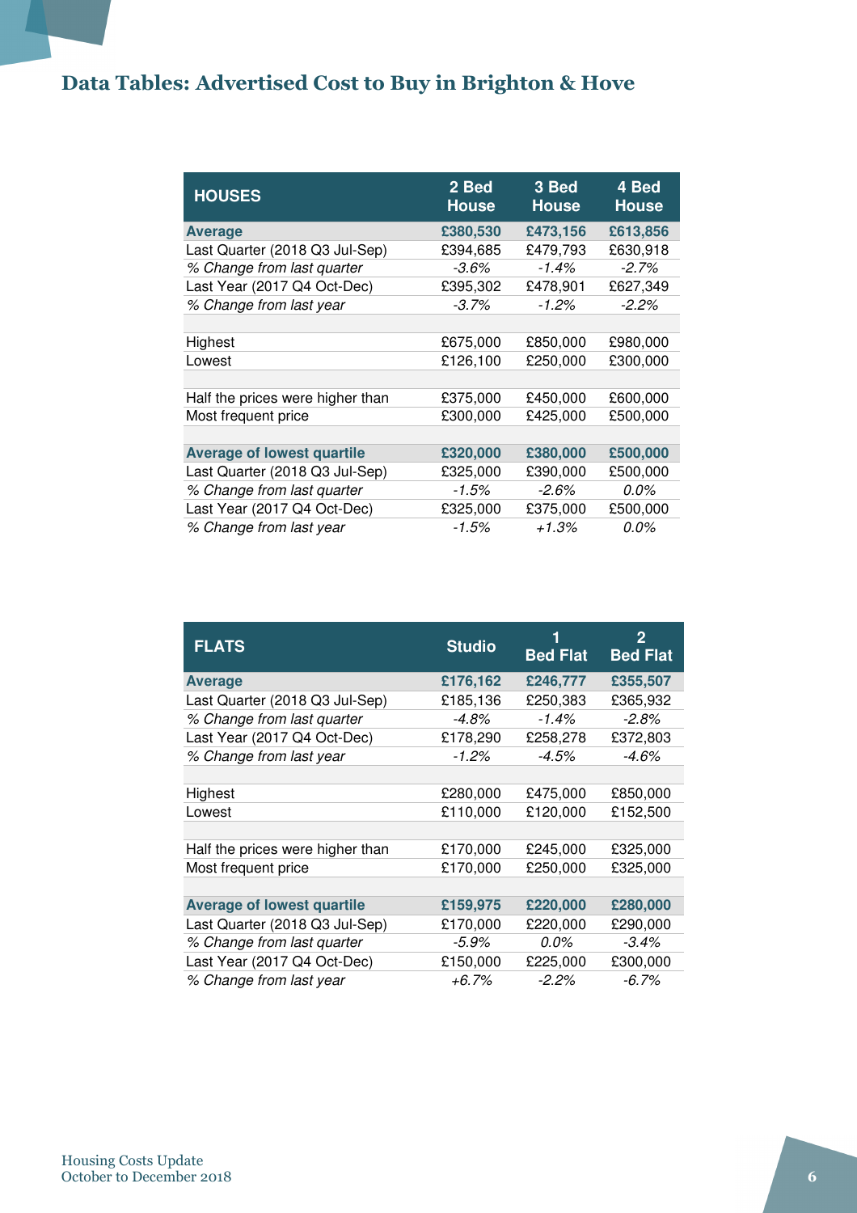# Data Tables: Advertised Cost to Buy in Brighton & Hove

| HOUSES | 2 Bed House | 3 Bed House | 4 Bed House |
|---|---|---|---|
| **Average** | **£380,530** | **£473,156** | **£613,856** |
| Last Quarter (2018 Q3 Jul-Sep) | £394,685 | £479,793 | £630,918 |
| *% Change from last quarter* | *-3.6%* | *-1.4%* | *-2.7%* |
| Last Year (2017 Q4 Oct-Dec) | £395,302 | £478,901 | £627,349 |
| *% Change from last year* | *-3.7%* | *-1.2%* | *-2.2%* |
| | | | |
| Highest | £675,000 | £850,000 | £980,000 |
| Lowest | £126,100 | £250,000 | £300,000 |
| | | | |
| Half the prices were higher than | £375,000 | £450,000 | £600,000 |
| Most frequent price | £300,000 | £425,000 | £500,000 |
| | | | |
| **Average of lowest quartile** | **£320,000** | **£380,000** | **£500,000** |
| Last Quarter (2018 Q3 Jul-Sep) | £325,000 | £390,000 | £500,000 |
| *% Change from last quarter* | *-1.5%* | *-2.6%* | *0.0%* |
| Last Year (2017 Q4 Oct-Dec) | £325,000 | £375,000 | £500,000 |
| *% Change from last year* | *-1.5%* | *+1.3%* | *0.0%* |

| FLATS | Studio | 1 Bed Flat | 2 Bed Flat |
|---|---|---|---|
| **Average** | **£176,162** | **£246,777** | **£355,507** |
| Last Quarter (2018 Q3 Jul-Sep) | £185,136 | £250,383 | £365,932 |
| *% Change from last quarter* | *-4.8%* | *-1.4%* | *-2.8%* |
| Last Year (2017 Q4 Oct-Dec) | £178,290 | £258,278 | £372,803 |
| *% Change from last year* | *-1.2%* | *-4.5%* | *-4.6%* |
| | | | |
| Highest | £280,000 | £475,000 | £850,000 |
| Lowest | £110,000 | £120,000 | £152,500 |
| | | | |
| Half the prices were higher than | £170,000 | £245,000 | £325,000 |
| Most frequent price | £170,000 | £250,000 | £325,000 |
| | | | |
| **Average of lowest quartile** | **£159,975** | **£220,000** | **£280,000** |
| Last Quarter (2018 Q3 Jul-Sep) | £170,000 | £220,000 | £290,000 |
| *% Change from last quarter* | *-5.9%* | *0.0%* | *-3.4%* |
| Last Year (2017 Q4 Oct-Dec) | £150,000 | £225,000 | £300,000 |
| *% Change from last year* | *+6.7%* | *-2.2%* | *-6.7%* |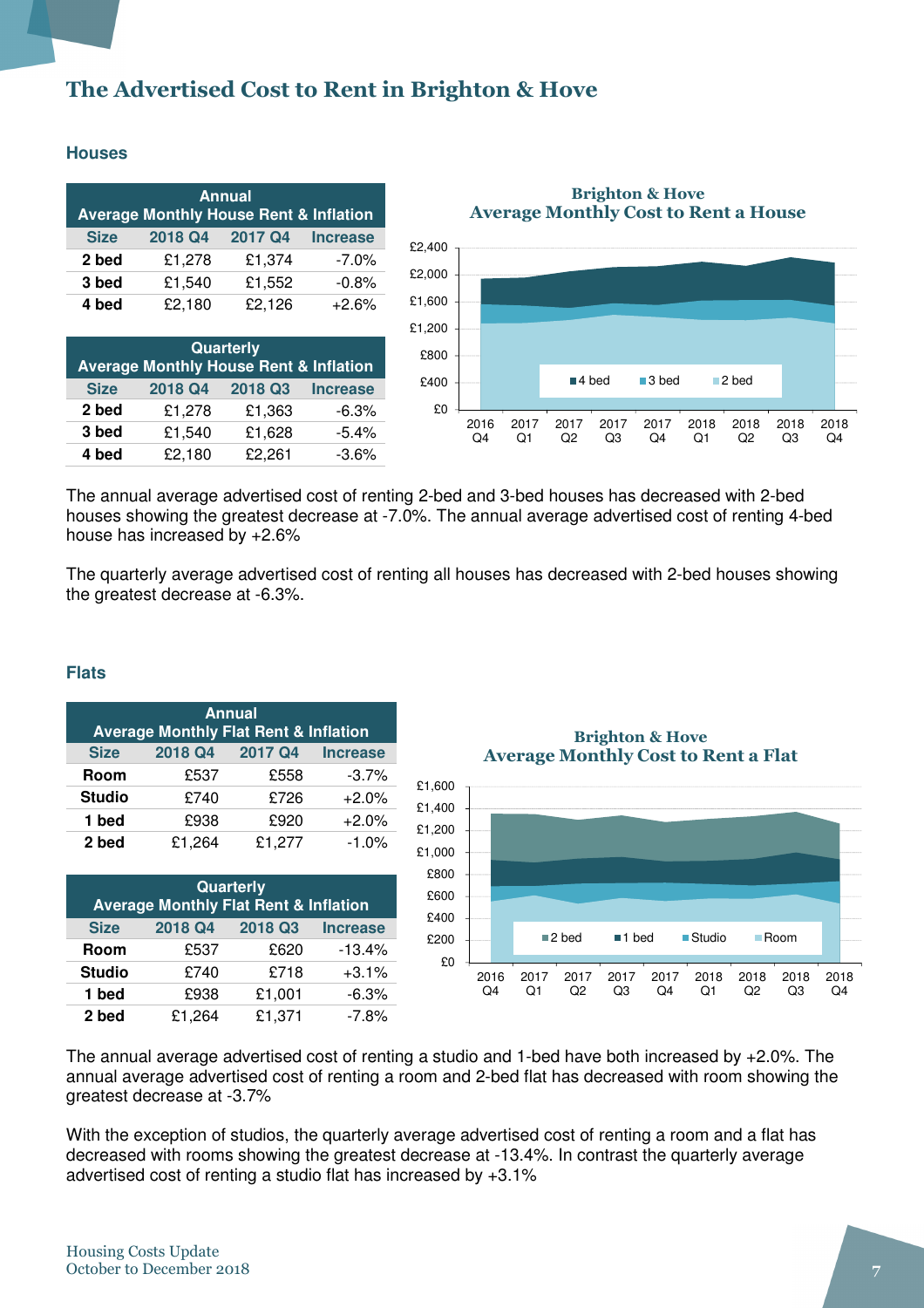# The Advertised Cost to Rent in Brighton & Hove

## Houses

| Annual Average Monthly House Rent & Inflation | | | |
|---|---|---|---|
| Size | 2018 Q4 | 2017 Q4 | Increase |
| 2 bed | £1,278 | £1,374 | -7.0% |
| 3 bed | £1,540 | £1,552 | -0.8% |
| 4 bed | £2,180 | £2,126 | +2.6% |

| Quarterly Average Monthly House Rent & Inflation | | | |
|---|---|---|---|
| Size | 2018 Q4 | 2018 Q3 | Increase |
| 2 bed | £1,278 | £1,363 | -6.3% |
| 3 bed | £1,540 | £1,628 | -5.4% |
| 4 bed | £2,180 | £2,261 | -3.6% |

**Brighton & Hove Average Monthly Cost to Rent a House**

The annual average advertised cost of renting 2-bed and 3-bed houses has decreased with 2-bed houses showing the greatest decrease at -7.0%. The annual average advertised cost of renting 4-bed house has increased by +2.6%

The quarterly average advertised cost of renting all houses has decreased with 2-bed houses showing the greatest decrease at -6.3%.

## Flats

| Annual Average Monthly Flat Rent & Inflation | | | |
|---|---|---|---|
| Size | 2018 Q4 | 2017 Q4 | Increase |
| Room | £537 | £558 | -3.7% |
| Studio | £740 | £726 | +2.0% |
| 1 bed | £938 | £920 | +2.0% |
| 2 bed | £1,264 | £1,277 | -1.0% |

| Quarterly Average Monthly Flat Rent & Inflation | | | |
|---|---|---|---|
| Size | 2018 Q4 | 2018 Q3 | Increase |
| Room | £537 | £620 | -13.4% |
| Studio | £740 | £718 | +3.1% |
| 1 bed | £938 | £1,001 | -6.3% |
| 2 bed | £1,264 | £1,371 | -7.8% |

**Brighton & Hove Average Monthly Cost to Rent a Flat**

The annual average advertised cost of renting a studio and 1-bed have both increased by +2.0%. The annual average advertised cost of renting a room and 2-bed flat has decreased with room showing the greatest decrease at -3.7%

With the exception of studios, the quarterly average advertised cost of renting a room and a flat has decreased with rooms showing the greatest decrease at -13.4%. In contrast the quarterly average advertised cost of renting a studio flat has increased by +3.1%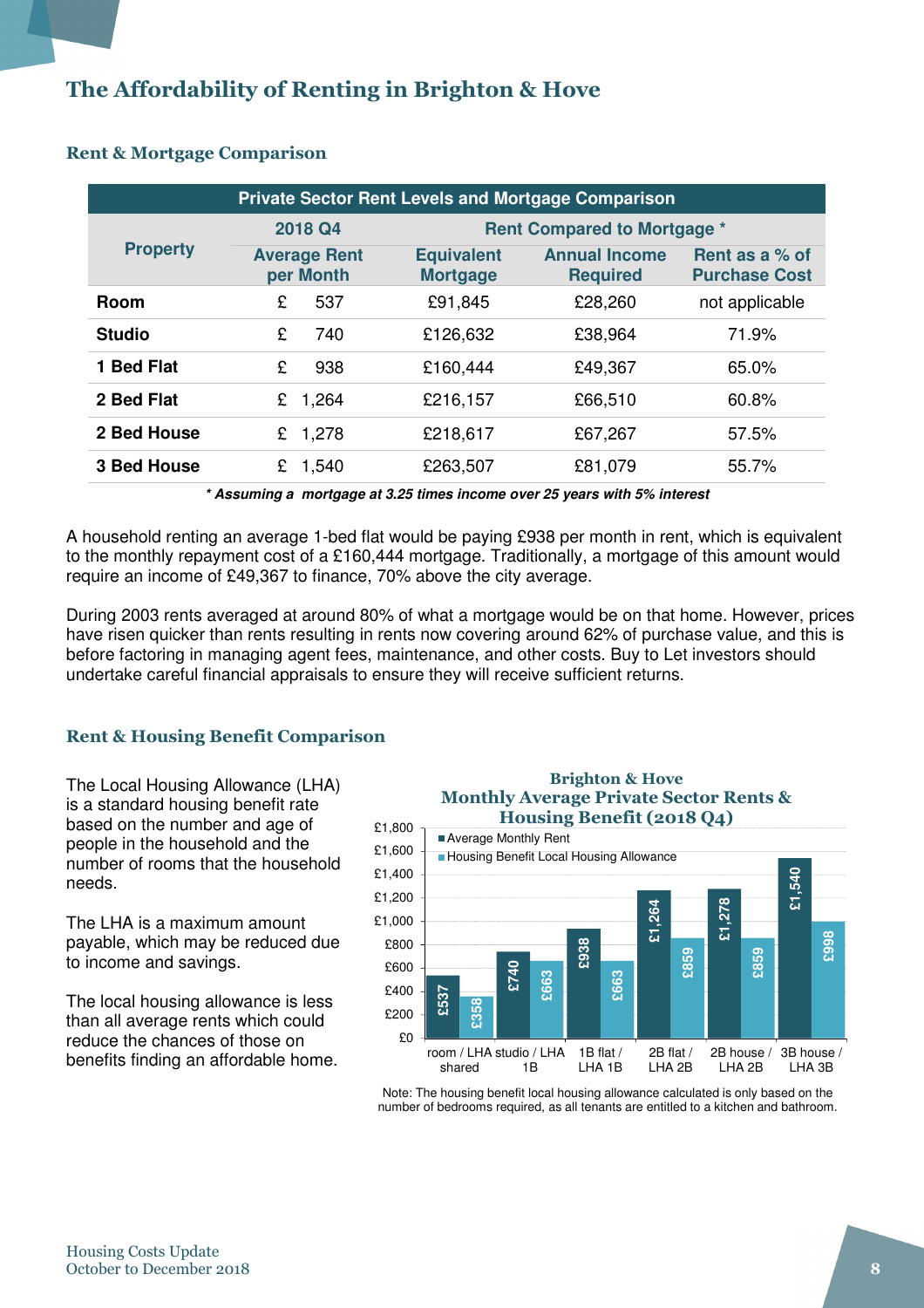# The Affordability of Renting in Brighton & Hove

## Rent & Mortgage Comparison

| Private Sector Rent Levels and Mortgage Comparison | | | | |
|---|---|---|---|---|
| Property | 2018 Q4 | Rent Compared to Mortgage * | | |
| | Average Rent per Month | Equivalent Mortgage | Annual Income Required | Rent as a % of Purchase Cost |
| **Room** | £ 537 | £91,845 | £28,260 | not applicable |
| **Studio** | £ 740 | £126,632 | £38,964 | 71.9% |
| **1 Bed Flat** | £ 938 | £160,444 | £49,367 | 65.0% |
| **2 Bed Flat** | £ 1,264 | £216,157 | £66,510 | 60.8% |
| **2 Bed House** | £ 1,278 | £218,617 | £67,267 | 57.5% |
| **3 Bed House** | £ 1,540 | £263,507 | £81,079 | 55.7% |

***\* Assuming a mortgage at 3.25 times income over 25 years with 5% interest***

A household renting an average 1-bed flat would be paying £938 per month in rent, which is equivalent to the monthly repayment cost of a £160,444 mortgage. Traditionally, a mortgage of this amount would require an income of £49,367 to finance, 70% above the city average.

During 2003 rents averaged at around 80% of what a mortgage would be on that home. However, prices have risen quicker than rents resulting in rents now covering around 62% of purchase value, and this is before factoring in managing agent fees, maintenance, and other costs. Buy to Let investors should undertake careful financial appraisals to ensure they will receive sufficient returns.

## Rent & Housing Benefit Comparison

The Local Housing Allowance (LHA) is a standard housing benefit rate based on the number and age of people in the household and the number of rooms that the household needs.

The LHA is a maximum amount payable, which may be reduced due to income and savings.

The local housing allowance is less than all average rents which could reduce the chances of those on benefits finding an affordable home.

**Brighton & Hove Monthly Average Private Sector Rents & Housing Benefit (2018 Q4)**

| | Average Monthly Rent | Housing Benefit Local Housing Allowance |
|---|---|---|
| room / LHA shared | £537 | £358 |
| studio / LHA 1B | £740 | £663 |
| 1B flat / LHA 1B | £938 | £663 |
| 2B flat / LHA 2B | £1,264 | £859 |
| 2B house / LHA 2B | £1,278 | £859 |
| 3B house / LHA 3B | £1,540 | £998 |

Note: The housing benefit local housing allowance calculated is only based on the number of bedrooms required, as all tenants are entitled to a kitchen and bathroom.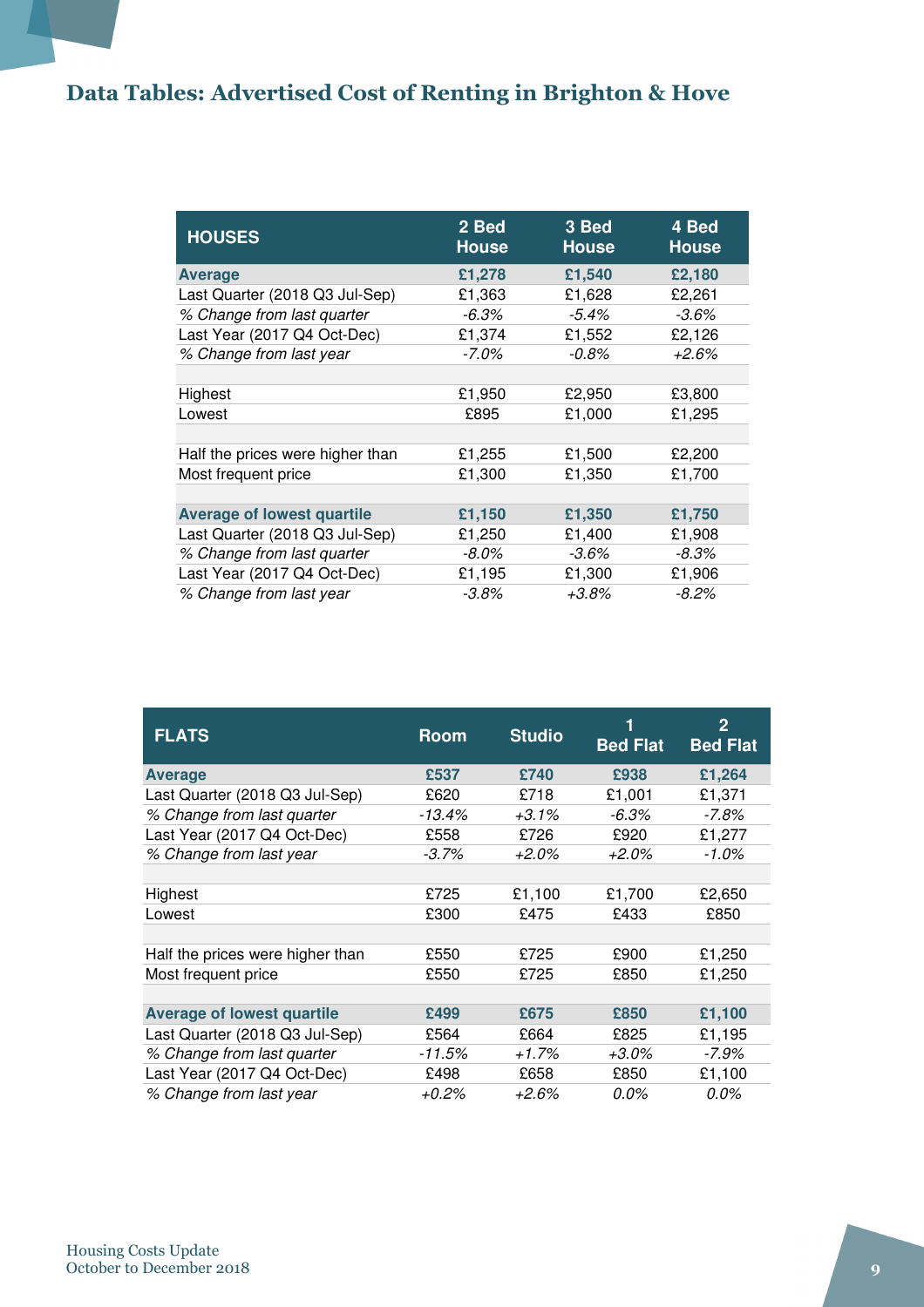## Data Tables: Advertised Cost of Renting in Brighton & Hove

| HOUSES | 2 Bed House | 3 Bed House | 4 Bed House |
|---|---|---|---|
| **Average** | **£1,278** | **£1,540** | **£2,180** |
| Last Quarter (2018 Q3 Jul-Sep) | £1,363 | £1,628 | £2,261 |
| *% Change from last quarter* | *-6.3%* | *-5.4%* | *-3.6%* |
| Last Year (2017 Q4 Oct-Dec) | £1,374 | £1,552 | £2,126 |
| *% Change from last year* | *-7.0%* | *-0.8%* | *+2.6%* |
| | | | |
| Highest | £1,950 | £2,950 | £3,800 |
| Lowest | £895 | £1,000 | £1,295 |
| | | | |
| Half the prices were higher than | £1,255 | £1,500 | £2,200 |
| Most frequent price | £1,300 | £1,350 | £1,700 |
| | | | |
| **Average of lowest quartile** | **£1,150** | **£1,350** | **£1,750** |
| Last Quarter (2018 Q3 Jul-Sep) | £1,250 | £1,400 | £1,908 |
| *% Change from last quarter* | *-8.0%* | *-3.6%* | *-8.3%* |
| Last Year (2017 Q4 Oct-Dec) | £1,195 | £1,300 | £1,906 |
| *% Change from last year* | *-3.8%* | *+3.8%* | *-8.2%* |

| FLATS | Room | Studio | 1 Bed Flat | 2 Bed Flat |
|---|---|---|---|---|
| **Average** | **£537** | **£740** | **£938** | **£1,264** |
| Last Quarter (2018 Q3 Jul-Sep) | £620 | £718 | £1,001 | £1,371 |
| *% Change from last quarter* | *-13.4%* | *+3.1%* | *-6.3%* | *-7.8%* |
| Last Year (2017 Q4 Oct-Dec) | £558 | £726 | £920 | £1,277 |
| *% Change from last year* | *-3.7%* | *+2.0%* | *+2.0%* | *-1.0%* |
| | | | | |
| Highest | £725 | £1,100 | £1,700 | £2,650 |
| Lowest | £300 | £475 | £433 | £850 |
| | | | | |
| Half the prices were higher than | £550 | £725 | £900 | £1,250 |
| Most frequent price | £550 | £725 | £850 | £1,250 |
| | | | | |
| **Average of lowest quartile** | **£499** | **£675** | **£850** | **£1,100** |
| Last Quarter (2018 Q3 Jul-Sep) | £564 | £664 | £825 | £1,195 |
| *% Change from last quarter* | *-11.5%* | *+1.7%* | *+3.0%* | *-7.9%* |
| Last Year (2017 Q4 Oct-Dec) | £498 | £658 | £850 | £1,100 |
| *% Change from last year* | *+0.2%* | *+2.6%* | *0.0%* | *0.0%* |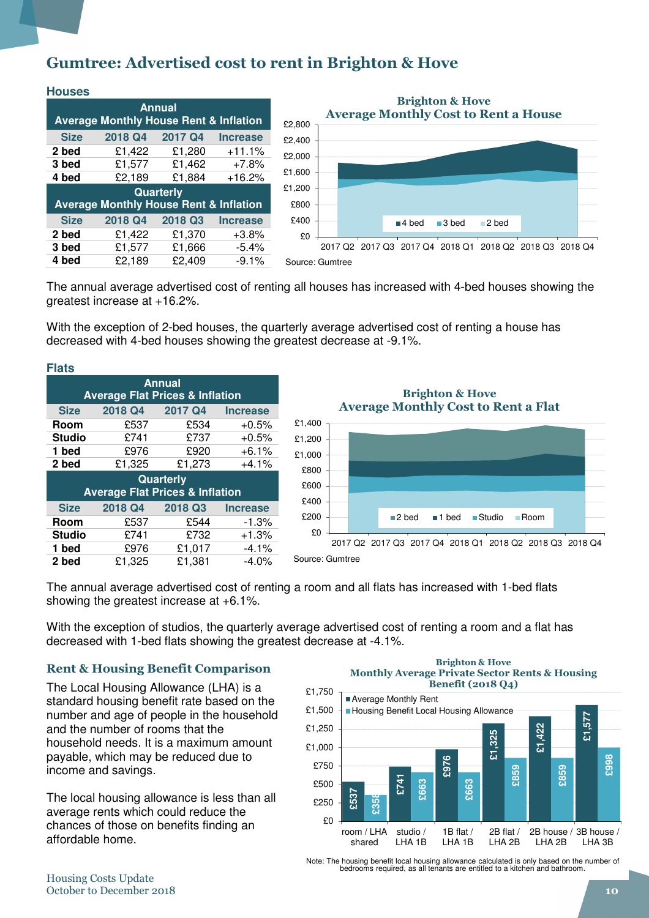# Gumtree: Advertised cost to rent in Brighton & Hove

## Houses

| Annual Average Monthly House Rent & Inflation | | | |
|---|---|---|---|
| Size | 2018 Q4 | 2017 Q4 | Increase |
| 2 bed | £1,422 | £1,280 | +11.1% |
| 3 bed | £1,577 | £1,462 | +7.8% |
| 4 bed | £2,189 | £1,884 | +16.2% |

| Quarterly Average Monthly House Rent & Inflation | | | |
|---|---|---|---|
| Size | 2018 Q4 | 2018 Q3 | Increase |
| 2 bed | £1,422 | £1,370 | +3.8% |
| 3 bed | £1,577 | £1,666 | -5.4% |
| 4 bed | £2,189 | £2,409 | -9.1% |

Brighton & Hove Average Monthly Cost to Rent a House

Source: Gumtree

The annual average advertised cost of renting all houses has increased with 4-bed houses showing the greatest increase at +16.2%.

With the exception of 2-bed houses, the quarterly average advertised cost of renting a house has decreased with 4-bed houses showing the greatest decrease at -9.1%.

## Flats

| Annual Average Flat Prices & Inflation | | | |
|---|---|---|---|
| Size | 2018 Q4 | 2017 Q4 | Increase |
| Room | £537 | £534 | +0.5% |
| Studio | £741 | £737 | +0.5% |
| 1 bed | £976 | £920 | +6.1% |
| 2 bed | £1,325 | £1,273 | +4.1% |

| Quarterly Average Flat Prices & Inflation | | | |
|---|---|---|---|
| Size | 2018 Q4 | 2018 Q3 | Increase |
| Room | £537 | £544 | -1.3% |
| Studio | £741 | £732 | +1.3% |
| 1 bed | £976 | £1,017 | -4.1% |
| 2 bed | £1,325 | £1,381 | -4.0% |

Brighton & Hove Average Monthly Cost to Rent a Flat

Source: Gumtree

The annual average advertised cost of renting a room and all flats has increased with 1-bed flats showing the greatest increase at +6.1%.

With the exception of studios, the quarterly average advertised cost of renting a room and a flat has decreased with 1-bed flats showing the greatest decrease at -4.1%.

## Rent & Housing Benefit Comparison

The Local Housing Allowance (LHA) is a standard housing benefit rate based on the number and age of people in the household and the number of rooms that the household needs. It is a maximum amount payable, which may be reduced due to income and savings.

The local housing allowance is less than all average rents which could reduce the chances of those on benefits finding an affordable home.

Brighton & Hove Monthly Average Private Sector Rents & Housing Benefit (2018 Q4)

| | Average Monthly Rent | Housing Benefit Local Housing Allowance |
|---|---|---|
| room / LHA shared | £537 | £358 |
| studio / LHA 1B | £741 | £663 |
| 1B flat / LHA 1B | £976 | £663 |
| 2B flat / LHA 2B | £1,325 | £859 |
| 2B house / LHA 2B | £1,422 | £859 |
| 3B house / LHA 3B | £1,577 | £998 |

Note: The housing benefit local housing allowance calculated is only based on the number of bedrooms required, as all tenants are entitled to a kitchen and bathroom.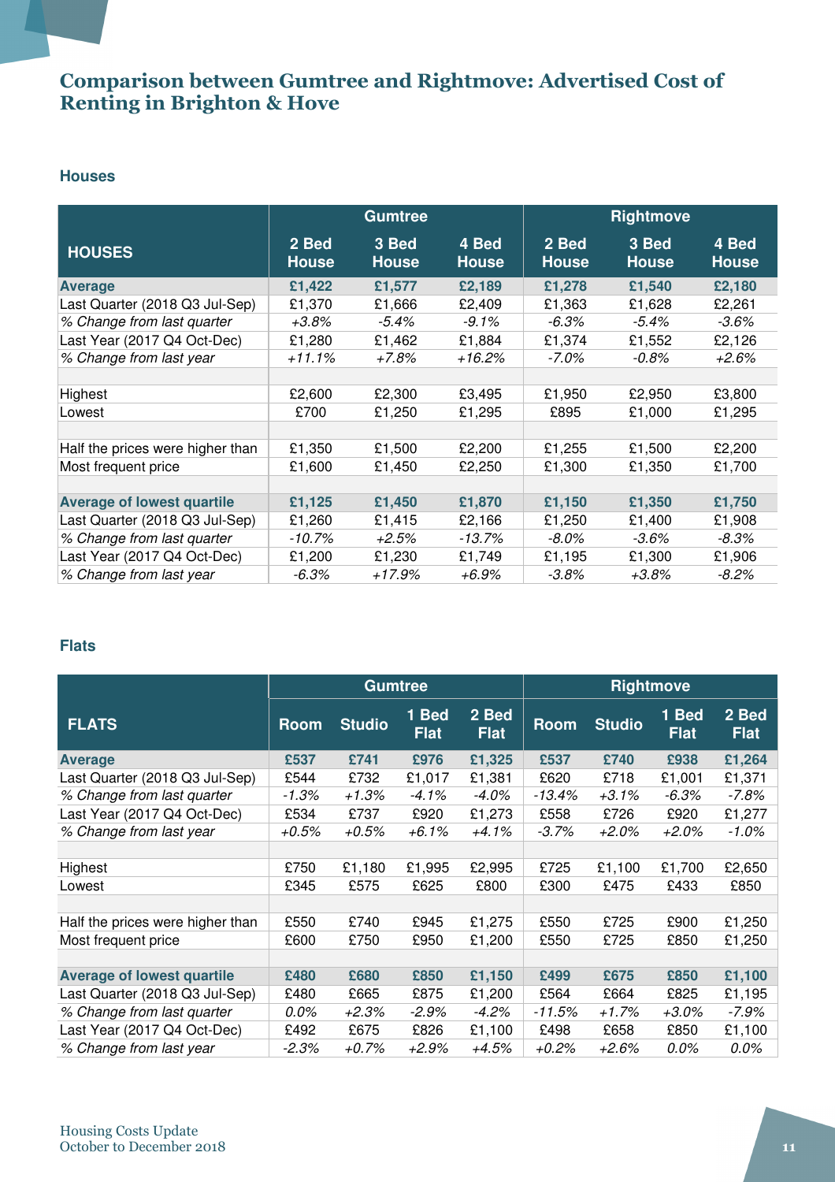# Comparison between Gumtree and Rightmove: Advertised Cost of Renting in Brighton & Hove

## Houses

| HOUSES | Gumtree | | | Rightmove | | |
|---|---|---|---|---|---|---|
| | 2 Bed House | 3 Bed House | 4 Bed House | 2 Bed House | 3 Bed House | 4 Bed House |
| **Average** | **£1,422** | **£1,577** | **£2,189** | **£1,278** | **£1,540** | **£2,180** |
| Last Quarter (2018 Q3 Jul-Sep) | £1,370 | £1,666 | £2,409 | £1,363 | £1,628 | £2,261 |
| *% Change from last quarter* | *+3.8%* | *-5.4%* | *-9.1%* | *-6.3%* | *-5.4%* | *-3.6%* |
| Last Year (2017 Q4 Oct-Dec) | £1,280 | £1,462 | £1,884 | £1,374 | £1,552 | £2,126 |
| *% Change from last year* | *+11.1%* | *+7.8%* | *+16.2%* | *-7.0%* | *-0.8%* | *+2.6%* |
| | | | | | | |
| Highest | £2,600 | £2,300 | £3,495 | £1,950 | £2,950 | £3,800 |
| Lowest | £700 | £1,250 | £1,295 | £895 | £1,000 | £1,295 |
| | | | | | | |
| Half the prices were higher than | £1,350 | £1,500 | £2,200 | £1,255 | £1,500 | £2,200 |
| Most frequent price | £1,600 | £1,450 | £2,250 | £1,300 | £1,350 | £1,700 |
| | | | | | | |
| **Average of lowest quartile** | **£1,125** | **£1,450** | **£1,870** | **£1,150** | **£1,350** | **£1,750** |
| Last Quarter (2018 Q3 Jul-Sep) | £1,260 | £1,415 | £2,166 | £1,250 | £1,400 | £1,908 |
| *% Change from last quarter* | *-10.7%* | *+2.5%* | *-13.7%* | *-8.0%* | *-3.6%* | *-8.3%* |
| Last Year (2017 Q4 Oct-Dec) | £1,200 | £1,230 | £1,749 | £1,195 | £1,300 | £1,906 |
| *% Change from last year* | *-6.3%* | *+17.9%* | *+6.9%* | *-3.8%* | *+3.8%* | *-8.2%* |

## Flats

| FLATS | Gumtree | | | | Rightmove | | | |
|---|---|---|---|---|---|---|---|---|
| | Room | Studio | 1 Bed Flat | 2 Bed Flat | Room | Studio | 1 Bed Flat | 2 Bed Flat |
| **Average** | **£537** | **£741** | **£976** | **£1,325** | **£537** | **£740** | **£938** | **£1,264** |
| Last Quarter (2018 Q3 Jul-Sep) | £544 | £732 | £1,017 | £1,381 | £620 | £718 | £1,001 | £1,371 |
| *% Change from last quarter* | *-1.3%* | *+1.3%* | *-4.1%* | *-4.0%* | *-13.4%* | *+3.1%* | *-6.3%* | *-7.8%* |
| Last Year (2017 Q4 Oct-Dec) | £534 | £737 | £920 | £1,273 | £558 | £726 | £920 | £1,277 |
| *% Change from last year* | *+0.5%* | *+0.5%* | *+6.1%* | *+4.1%* | *-3.7%* | *+2.0%* | *+2.0%* | *-1.0%* |
| | | | | | | | | |
| Highest | £750 | £1,180 | £1,995 | £2,995 | £725 | £1,100 | £1,700 | £2,650 |
| Lowest | £345 | £575 | £625 | £800 | £300 | £475 | £433 | £850 |
| | | | | | | | | |
| Half the prices were higher than | £550 | £740 | £945 | £1,275 | £550 | £725 | £900 | £1,250 |
| Most frequent price | £600 | £750 | £950 | £1,200 | £550 | £725 | £850 | £1,250 |
| | | | | | | | | |
| **Average of lowest quartile** | **£480** | **£680** | **£850** | **£1,150** | **£499** | **£675** | **£850** | **£1,100** |
| Last Quarter (2018 Q3 Jul-Sep) | £480 | £665 | £875 | £1,200 | £564 | £664 | £825 | £1,195 |
| *% Change from last quarter* | *0.0%* | *+2.3%* | *-2.9%* | *-4.2%* | *-11.5%* | *+1.7%* | *+3.0%* | *-7.9%* |
| Last Year (2017 Q4 Oct-Dec) | £492 | £675 | £826 | £1,100 | £498 | £658 | £850 | £1,100 |
| *% Change from last year* | *-2.3%* | *+0.7%* | *+2.9%* | *+4.5%* | *+0.2%* | *+2.6%* | *0.0%* | *0.0%* |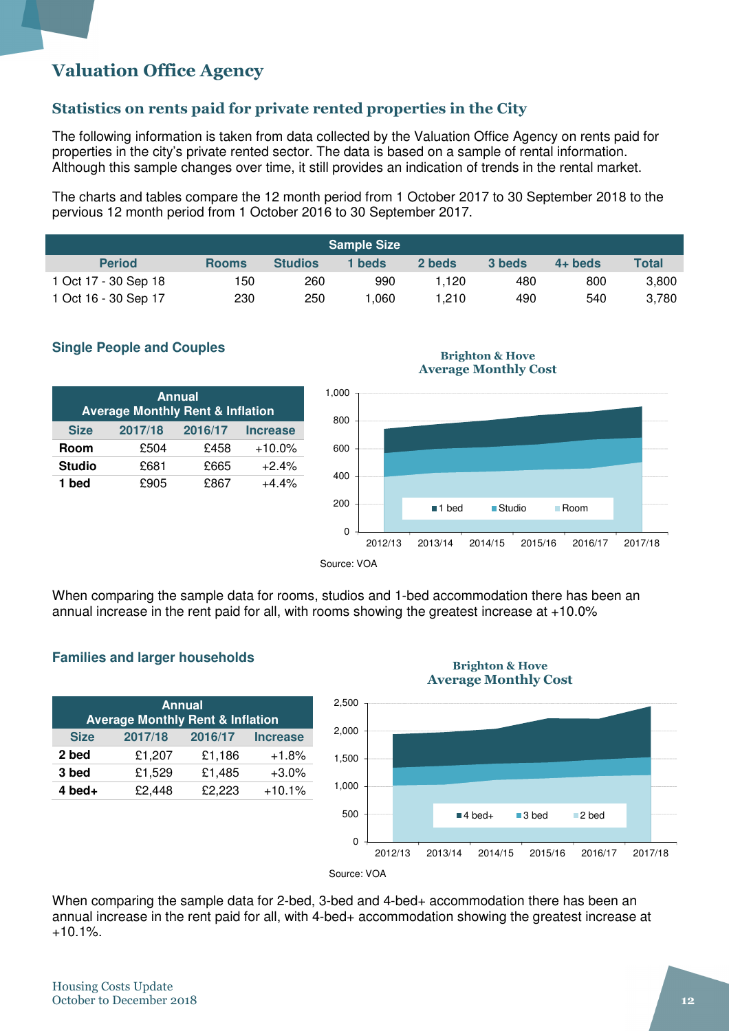# Valuation Office Agency

## Statistics on rents paid for private rented properties in the City

The following information is taken from data collected by the Valuation Office Agency on rents paid for properties in the city's private rented sector. The data is based on a sample of rental information. Although this sample changes over time, it still provides an indication of trends in the rental market.

The charts and tables compare the 12 month period from 1 October 2017 to 30 September 2018 to the pervious 12 month period from 1 October 2016 to 30 September 2017.

| Sample Size | | | | | | | |
|---|---|---|---|---|---|---|---|
| **Period** | **Rooms** | **Studios** | **1 beds** | **2 beds** | **3 beds** | **4+ beds** | **Total** |
| 1 Oct 17 - 30 Sep 18 | 150 | 260 | 990 | 1,120 | 480 | 800 | 3,800 |
| 1 Oct 16 - 30 Sep 17 | 230 | 250 | 1,060 | 1,210 | 490 | 540 | 3,780 |

### Single People and Couples

| Annual Average Monthly Rent & Inflation | | | |
|---|---|---|---|
| **Size** | **2017/18** | **2016/17** | **Increase** |
| **Room** | £504 | £458 | +10.0% |
| **Studio** | £681 | £665 | +2.4% |
| **1 bed** | £905 | £867 | +4.4% |

**Brighton & Hove Average Monthly Cost**

Source: VOA

When comparing the sample data for rooms, studios and 1-bed accommodation there has been an annual increase in the rent paid for all, with rooms showing the greatest increase at +10.0%

### Families and larger households

| Annual Average Monthly Rent & Inflation | | | |
|---|---|---|---|
| **Size** | **2017/18** | **2016/17** | **Increase** |
| **2 bed** | £1,207 | £1,186 | +1.8% |
| **3 bed** | £1,529 | £1,485 | +3.0% |
| **4 bed+** | £2,448 | £2,223 | +10.1% |

**Brighton & Hove Average Monthly Cost**

Source: VOA

When comparing the sample data for 2-bed, 3-bed and 4-bed+ accommodation there has been an annual increase in the rent paid for all, with 4-bed+ accommodation showing the greatest increase at +10.1%.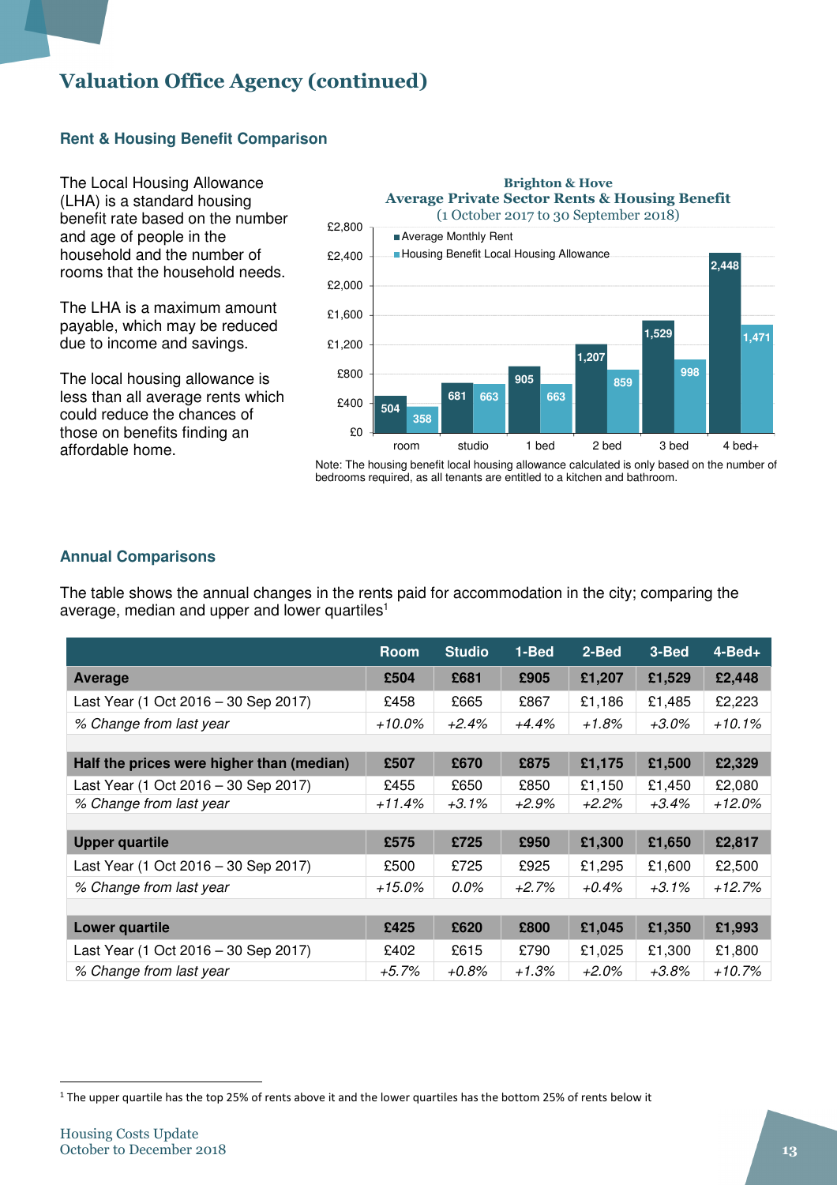# Valuation Office Agency (continued)

### Rent & Housing Benefit Comparison

The Local Housing Allowance (LHA) is a standard housing benefit rate based on the number and age of people in the household and the number of rooms that the household needs.

The LHA is a maximum amount payable, which may be reduced due to income and savings.

The local housing allowance is less than all average rents which could reduce the chances of those on benefits finding an affordable home.

**Brighton & Hove**
**Average Private Sector Rents & Housing Benefit**
(1 October 2017 to 30 September 2018)

| | room | studio | 1 bed | 2 bed | 3 bed | 4 bed+ |
|---|---|---|---|---|---|---|
| Average Monthly Rent | 504 | 681 | 905 | 1,207 | 1,529 | 2,448 |
| Housing Benefit Local Housing Allowance | 358 | 663 | 663 | 859 | 998 | 1,471 |

Note: The housing benefit local housing allowance calculated is only based on the number of bedrooms required, as all tenants are entitled to a kitchen and bathroom.

### Annual Comparisons

The table shows the annual changes in the rents paid for accommodation in the city; comparing the average, median and upper and lower quartiles[1]

| | Room | Studio | 1-Bed | 2-Bed | 3-Bed | 4-Bed+ |
|---|---|---|---|---|---|---|
| **Average** | **£504** | **£681** | **£905** | **£1,207** | **£1,529** | **£2,448** |
| Last Year (1 Oct 2016 – 30 Sep 2017) | £458 | £665 | £867 | £1,186 | £1,485 | £2,223 |
| *% Change from last year* | *+10.0%* | *+2.4%* | *+4.4%* | *+1.8%* | *+3.0%* | *+10.1%* |
| | | | | | | |
| **Half the prices were higher than (median)** | **£507** | **£670** | **£875** | **£1,175** | **£1,500** | **£2,329** |
| Last Year (1 Oct 2016 – 30 Sep 2017) | £455 | £650 | £850 | £1,150 | £1,450 | £2,080 |
| *% Change from last year* | *+11.4%* | *+3.1%* | *+2.9%* | *+2.2%* | *+3.4%* | *+12.0%* |
| | | | | | | |
| **Upper quartile** | **£575** | **£725** | **£950** | **£1,300** | **£1,650** | **£2,817** |
| Last Year (1 Oct 2016 – 30 Sep 2017) | £500 | £725 | £925 | £1,295 | £1,600 | £2,500 |
| *% Change from last year* | *+15.0%* | *0.0%* | *+2.7%* | *+0.4%* | *+3.1%* | *+12.7%* |
| | | | | | | |
| **Lower quartile** | **£425** | **£620** | **£800** | **£1,045** | **£1,350** | **£1,993** |
| Last Year (1 Oct 2016 – 30 Sep 2017) | £402 | £615 | £790 | £1,025 | £1,300 | £1,800 |
| *% Change from last year* | *+5.7%* | *+0.8%* | *+1.3%* | *+2.0%* | *+3.8%* | *+10.7%* |

[1] The upper quartile has the top 25% of rents above it and the lower quartiles has the bottom 25% of rents below it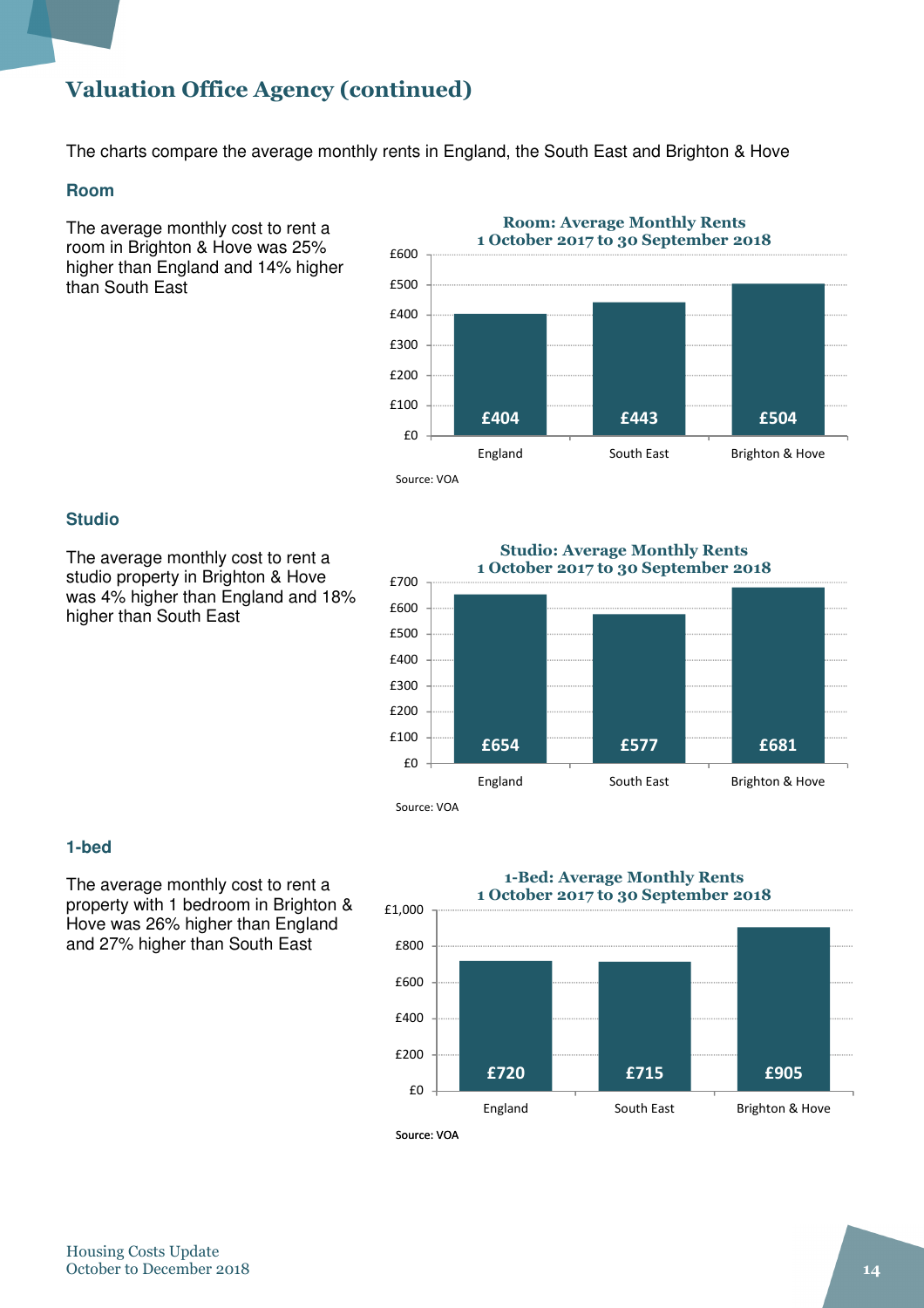## Valuation Office Agency (continued)

The charts compare the average monthly rents in England, the South East and Brighton & Hove

### Room

The average monthly cost to rent a room in Brighton & Hove was 25% higher than England and 14% higher than South East

**Room: Average Monthly Rents 1 October 2017 to 30 September 2018**

| | England | South East | Brighton & Hove |
|---|---|---|---|
| Room | £404 | £443 | £504 |

Source: VOA

### Studio

The average monthly cost to rent a studio property in Brighton & Hove was 4% higher than England and 18% higher than South East

**Studio: Average Monthly Rents 1 October 2017 to 30 September 2018**

| | England | South East | Brighton & Hove |
|---|---|---|---|
| Studio | £654 | £577 | £681 |

Source: VOA

### 1-bed

The average monthly cost to rent a property with 1 bedroom in Brighton & Hove was 26% higher than England and 27% higher than South East

**1-Bed: Average Monthly Rents 1 October 2017 to 30 September 2018**

| | England | South East | Brighton & Hove |
|---|---|---|---|
| 1-Bed | £720 | £715 | £905 |

Source: VOA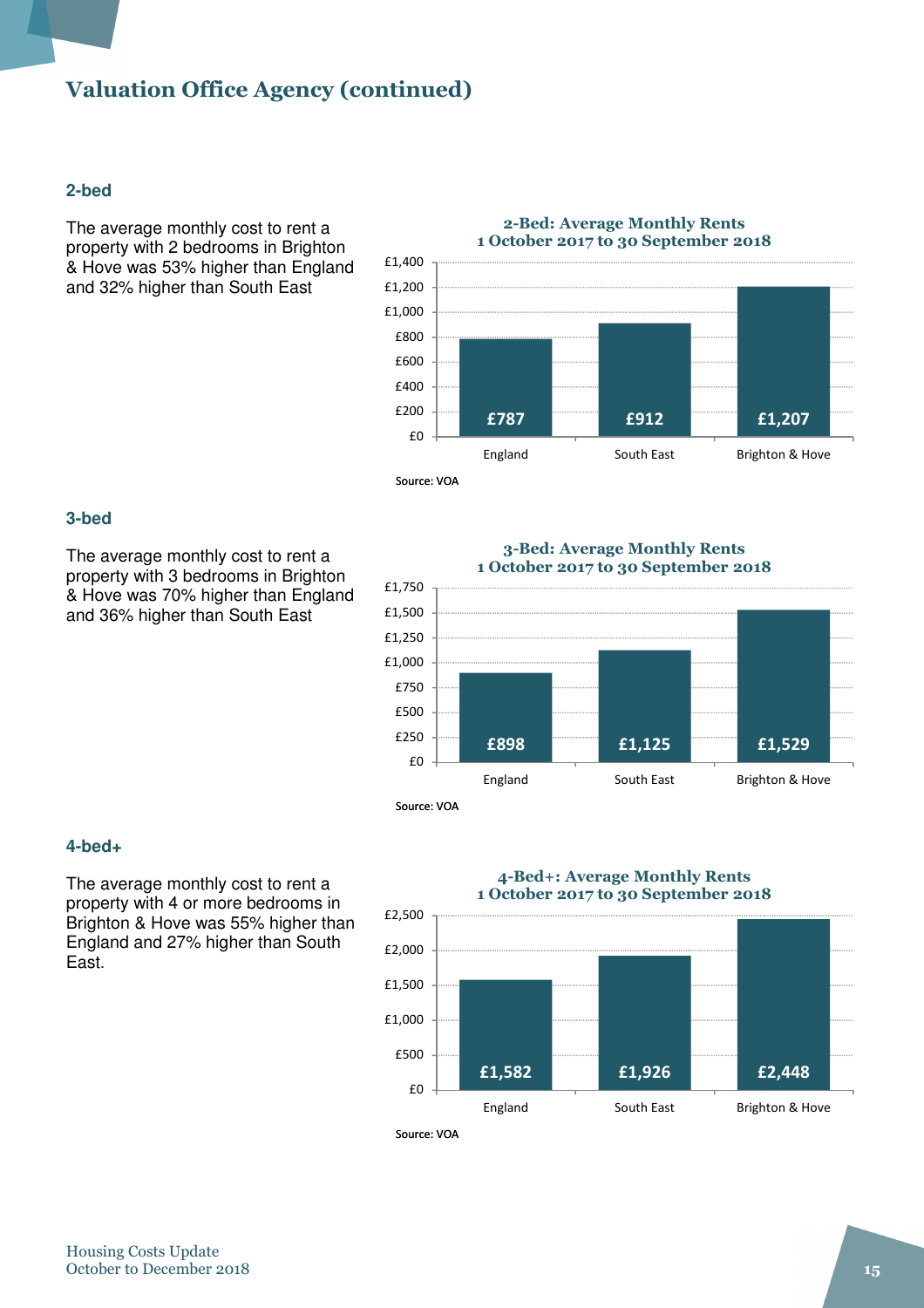## Valuation Office Agency (continued)

### 2-bed

The average monthly cost to rent a property with 2 bedrooms in Brighton & Hove was 53% higher than England and 32% higher than South East

**2-Bed: Average Monthly Rents**
**1 October 2017 to 30 September 2018**

| | England | South East | Brighton & Hove |
|---|---|---|---|
| Average monthly rent | £787 | £912 | £1,207 |

Source: VOA

### 3-bed

The average monthly cost to rent a property with 3 bedrooms in Brighton & Hove was 70% higher than England and 36% higher than South East

**3-Bed: Average Monthly Rents**
**1 October 2017 to 30 September 2018**

| | England | South East | Brighton & Hove |
|---|---|---|---|
| Average monthly rent | £898 | £1,125 | £1,529 |

Source: VOA

### 4-bed+

The average monthly cost to rent a property with 4 or more bedrooms in Brighton & Hove was 55% higher than England and 27% higher than South East.

**4-Bed+: Average Monthly Rents**
**1 October 2017 to 30 September 2018**

| | England | South East | Brighton & Hove |
|---|---|---|---|
| Average monthly rent | £1,582 | £1,926 | £2,448 |

Source: VOA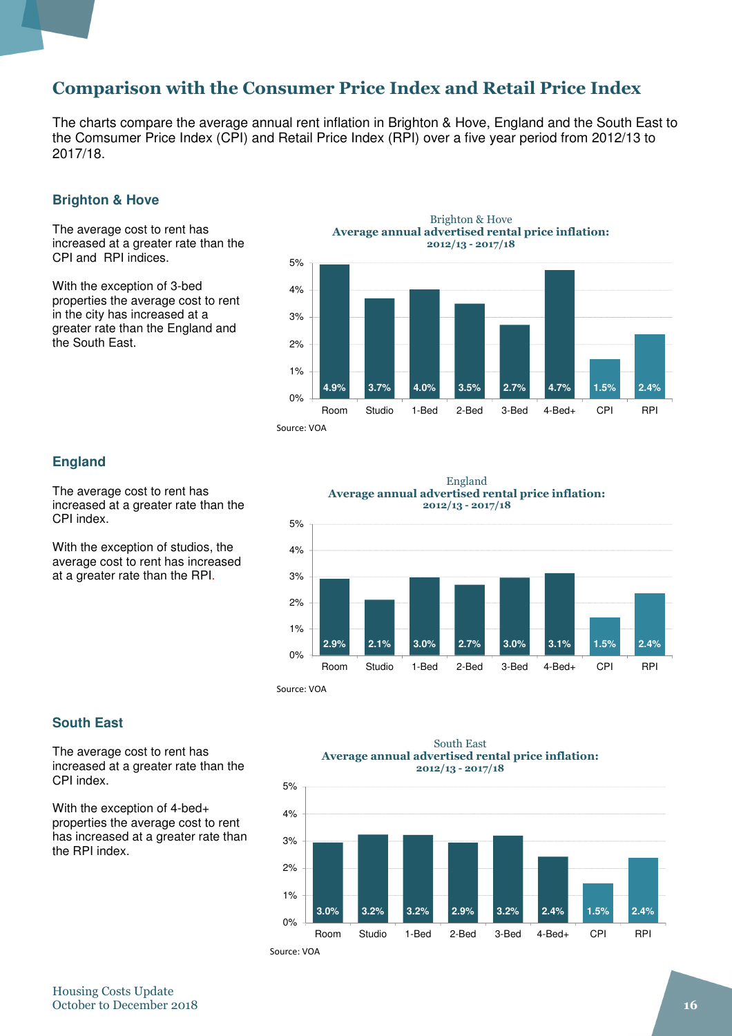## Comparison with the Consumer Price Index and Retail Price Index

The charts compare the average annual rent inflation in Brighton & Hove, England and the South East to the Comsumer Price Index (CPI) and Retail Price Index (RPI) over a five year period from 2012/13 to 2017/18.

### Brighton & Hove

The average cost to rent has increased at a greater rate than the CPI and RPI indices.

With the exception of 3-bed properties the average cost to rent in the city has increased at a greater rate than the England and the South East.

Brighton & Hove
**Average annual advertised rental price inflation: 2012/13 - 2017/18**

| Room | Studio | 1-Bed | 2-Bed | 3-Bed | 4-Bed+ | CPI | RPI |
|---|---|---|---|---|---|---|---|
| 4.9% | 3.7% | 4.0% | 3.5% | 2.7% | 4.7% | 1.5% | 2.4% |

Source: VOA

### England

The average cost to rent has increased at a greater rate than the CPI index.

With the exception of studios, the average cost to rent has increased at a greater rate than the RPI.

England
**Average annual advertised rental price inflation: 2012/13 - 2017/18**

| Room | Studio | 1-Bed | 2-Bed | 3-Bed | 4-Bed+ | CPI | RPI |
|---|---|---|---|---|---|---|---|
| 2.9% | 2.1% | 3.0% | 2.7% | 3.0% | 3.1% | 1.5% | 2.4% |

Source: VOA

### South East

The average cost to rent has increased at a greater rate than the CPI index.

With the exception of 4-bed+ properties the average cost to rent has increased at a greater rate than the RPI index.

South East
**Average annual advertised rental price inflation: 2012/13 - 2017/18**

| Room | Studio | 1-Bed | 2-Bed | 3-Bed | 4-Bed+ | CPI | RPI |
|---|---|---|---|---|---|---|---|
| 3.0% | 3.2% | 3.2% | 2.9% | 3.2% | 2.4% | 1.5% | 2.4% |

Source: VOA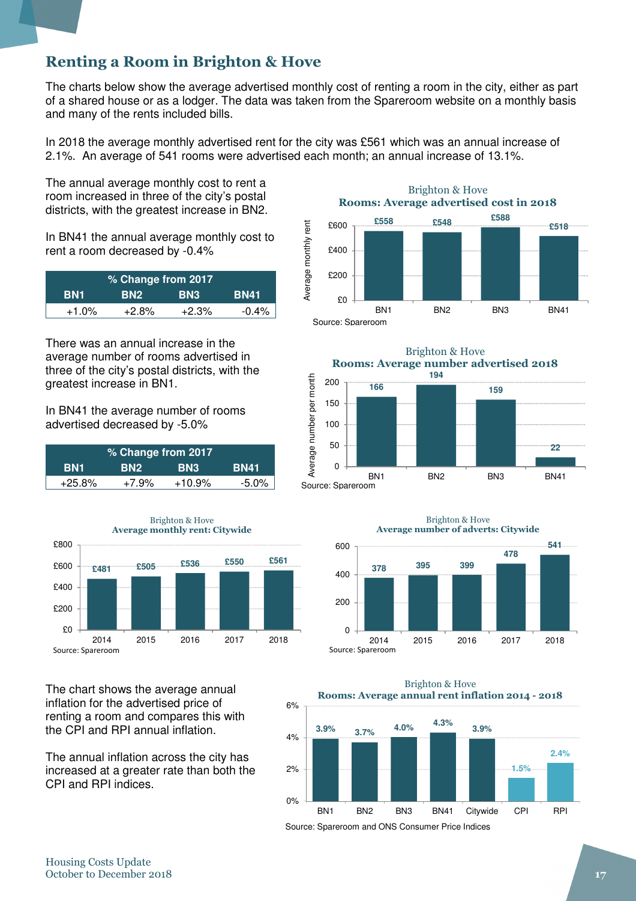## Renting a Room in Brighton & Hove

The charts below show the average advertised monthly cost of renting a room in the city, either as part of a shared house or as a lodger. The data was taken from the Spareroom website on a monthly basis and many of the rents included bills.

In 2018 the average monthly advertised rent for the city was £561 which was an annual increase of 2.1%. An average of 541 rooms were advertised each month; an annual increase of 13.1%.

The annual average monthly cost to rent a room increased in three of the city's postal districts, with the greatest increase in BN2.

In BN41 the annual average monthly cost to rent a room decreased by -0.4%

| % Change from 2017 | | | |
|---|---|---|---|
| BN1 | BN2 | BN3 | BN41 |
| +1.0% | +2.8% | +2.3% | -0.4% |

**Brighton & Hove**
**Rooms: Average advertised cost in 2018**

| | BN1 | BN2 | BN3 | BN41 |
|---|---|---|---|---|
| Average monthly rent | £558 | £548 | £588 | £518 |

Source: Spareroom

There was an annual increase in the average number of rooms advertised in three of the city's postal districts, with the greatest increase in BN1.

In BN41 the average number of rooms advertised decreased by -5.0%

| % Change from 2017 | | | |
|---|---|---|---|
| BN1 | BN2 | BN3 | BN41 |
| +25.8% | +7.9% | +10.9% | -5.0% |

**Brighton & Hove**
**Rooms: Average number advertised 2018**

| | BN1 | BN2 | BN3 | BN41 |
|---|---|---|---|---|
| Average number per month | 166 | 194 | 159 | 22 |

Source: Spareroom

**Brighton & Hove**
**Average monthly rent: Citywide**

| 2014 | 2015 | 2016 | 2017 | 2018 |
|---|---|---|---|---|
| £481 | £505 | £536 | £550 | £561 |

Source: Spareroom

**Brighton & Hove**
**Average number of adverts: Citywide**

| 2014 | 2015 | 2016 | 2017 | 2018 |
|---|---|---|---|---|
| 378 | 395 | 399 | 478 | 541 |

Source: Spareroom

The chart shows the average annual inflation for the advertised price of renting a room and compares this with the CPI and RPI annual inflation.

The annual inflation across the city has increased at a greater rate than both the CPI and RPI indices.

**Brighton & Hove**
**Rooms: Average annual rent inflation 2014 - 2018**

| BN1 | BN2 | BN3 | BN41 | Citywide | CPI | RPI |
|---|---|---|---|---|---|---|
| 3.9% | 3.7% | 4.0% | 4.3% | 3.9% | 1.5% | 2.4% |

Source: Spareroom and ONS Consumer Price Indices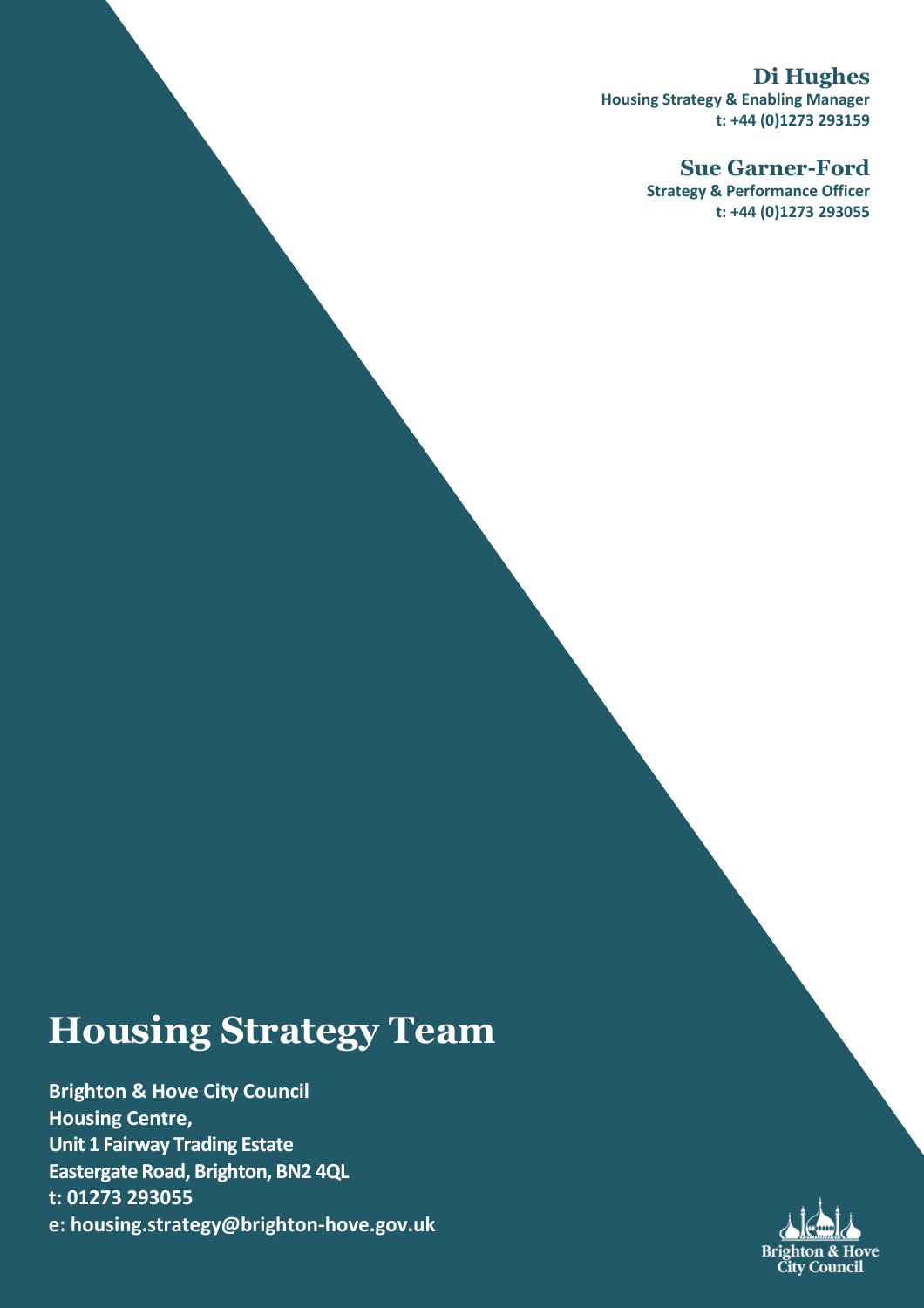**Di Hughes**
**Housing Strategy & Enabling Manager**
**t: +44 (0)1273 293159**

**Sue Garner-Ford**
**Strategy & Performance Officer**
**t: +44 (0)1273 293055**

# Housing Strategy Team

**Brighton & Hove City Council**
**Housing Centre,**
**Unit 1 Fairway Trading Estate**
**Eastergate Road, Brighton, BN2 4QL**
**t: 01273 293055**
**e: housing.strategy@brighton-hove.gov.uk**

Brighton & Hove City Council